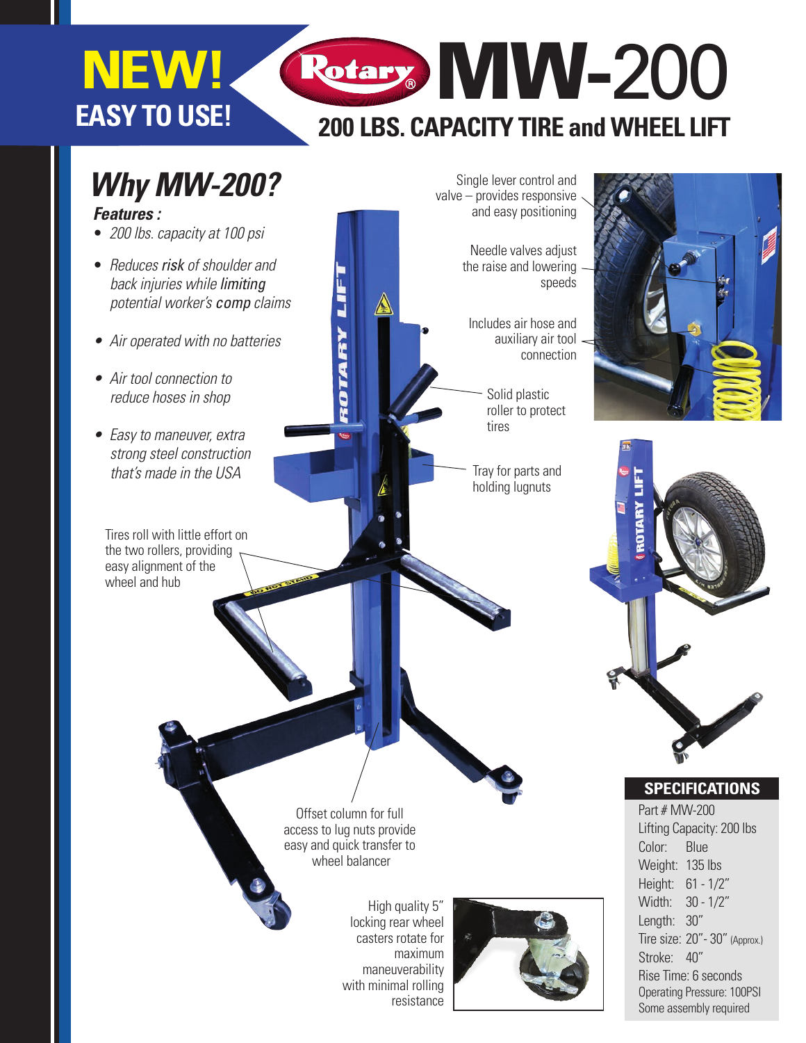# NEW!

**EASY TO USE!**

# Rotary MW-200

## 200 LBS. CAPACITY TIRE and WHEEL LIFT

## *Why MW-200?*

***Features :***

- *200 lbs. capacity at 100 psi*
- *Reduces risk of shoulder and back injuries while limiting potential worker's comp claims*
- *Air operated with no batteries*
- *Air tool connection to reduce hoses in shop*
- *Easy to maneuver, extra strong steel construction that's made in the USA*

Single lever control and valve – provides responsive and easy positioning

Needle valves adjust the raise and lowering speeds

Includes air hose and auxiliary air tool connection

Solid plastic roller to protect tires

Tray for parts and holding lugnuts

Tires roll with little effort on the two rollers, providing easy alignment of the wheel and hub

Offset column for full access to lug nuts provide easy and quick transfer to wheel balancer

High quality 5" locking rear wheel casters rotate for maximum maneuverability with minimal rolling resistance

### SPECIFICATIONS

Part # MW-200
Lifting Capacity: 200 lbs
Color: Blue
Weight: 135 lbs
Height: 61 - 1/2"
Width: 30 - 1/2"
Length: 30"
Tire size: 20"- 30" (Approx.)
Stroke: 40"
Rise Time: 6 seconds
Operating Pressure: 100PSI
Some assembly required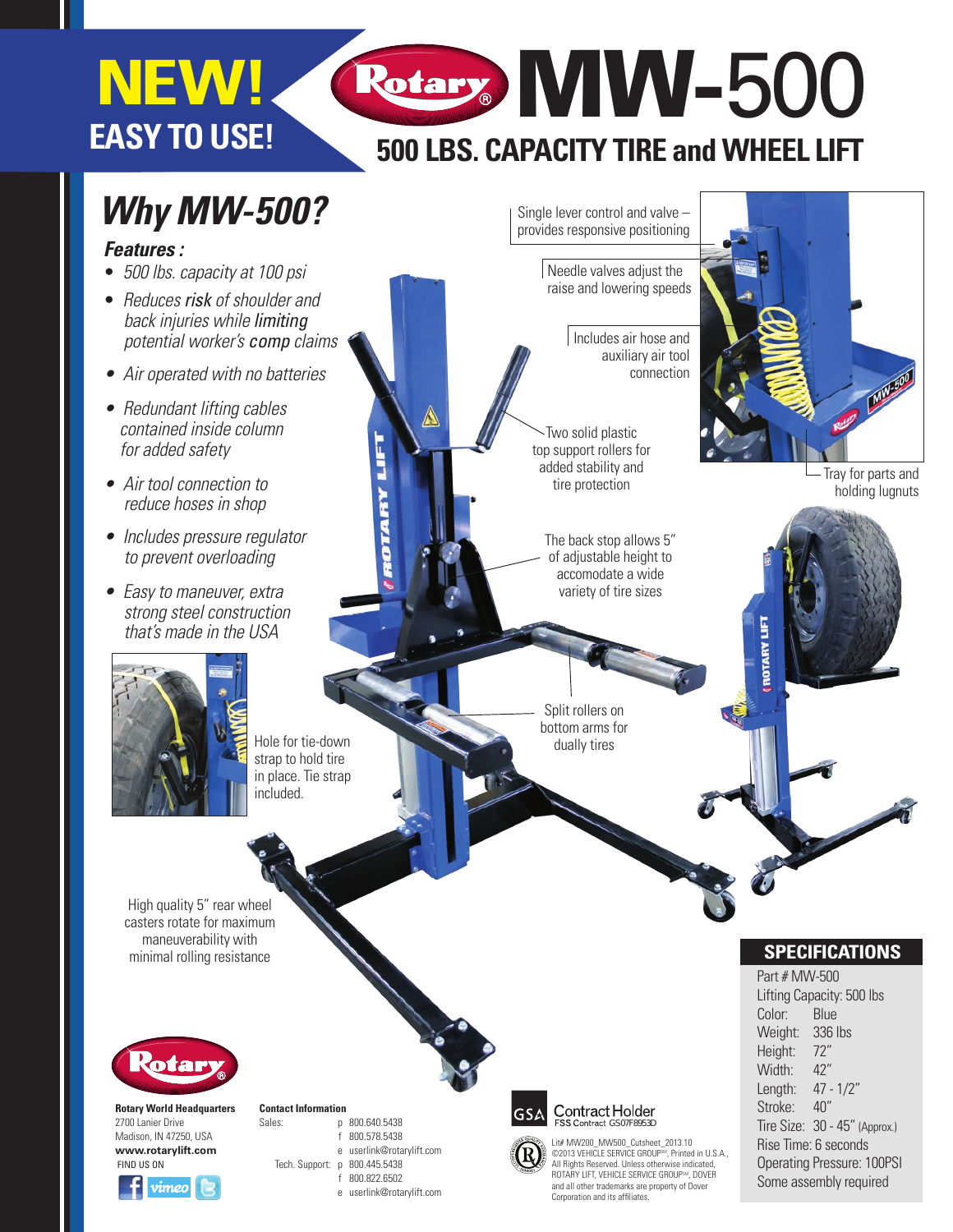# NEW! EASY TO USE!

# Rotary MW-500

## 500 LBS. CAPACITY TIRE and WHEEL LIFT

## *Why MW-500?*

### *Features :*

- *500 lbs. capacity at 100 psi*
- *Reduces risk of shoulder and back injuries while limiting potential worker's comp claims*
- *Air operated with no batteries*
- *Redundant lifting cables contained inside column for added safety*
- *Air tool connection to reduce hoses in shop*
- *Includes pressure regulator to prevent overloading*
- *Easy to maneuver, extra strong steel construction that's made in the USA*

Hole for tie-down strap to hold tire in place. Tie strap included.

High quality 5" rear wheel casters rotate for maximum maneuverability with minimal rolling resistance

Single lever control and valve – provides responsive positioning

Needle valves adjust the raise and lowering speeds

Includes air hose and auxiliary air tool connection

Two solid plastic top support rollers for added stability and tire protection

Tray for parts and holding lugnuts

The back stop allows 5" of adjustable height to accomodate a wide variety of tire sizes

Split rollers on bottom arms for dually tires

## SPECIFICATIONS

Part # MW-500
Lifting Capacity: 500 lbs
Color: Blue
Weight: 336 lbs
Height: 72"
Width: 42"
Length: 47 - 1/2"
Stroke: 40"
Tire Size: 30 - 45" (Approx.)
Rise Time: 6 seconds
Operating Pressure: 100PSI
Some assembly required

**Rotary World Headquarters**
2700 Lanier Drive
Madison, IN 47250, USA
**www.rotarylift.com**
FIND US ON

**Contact Information**
Sales: p 800.640.5438
f 800.578.5438
e userlink@rotarylift.com
Tech. Support: p 800.445.5438
f 800.822.6502
e userlink@rotarylift.com

GSA Contract Holder
FSS Contract GS07F8953D

Lit# MW200_MW500_Cutsheet_2013.10
©2013 VEHICLE SERVICE GROUP℠, Printed in U.S.A., All Rights Reserved. Unless otherwise indicated, ROTARY LIFT, VEHICLE SERVICE GROUP℠, DOVER and all other trademarks are property of Dover Corporation and its affiliates.